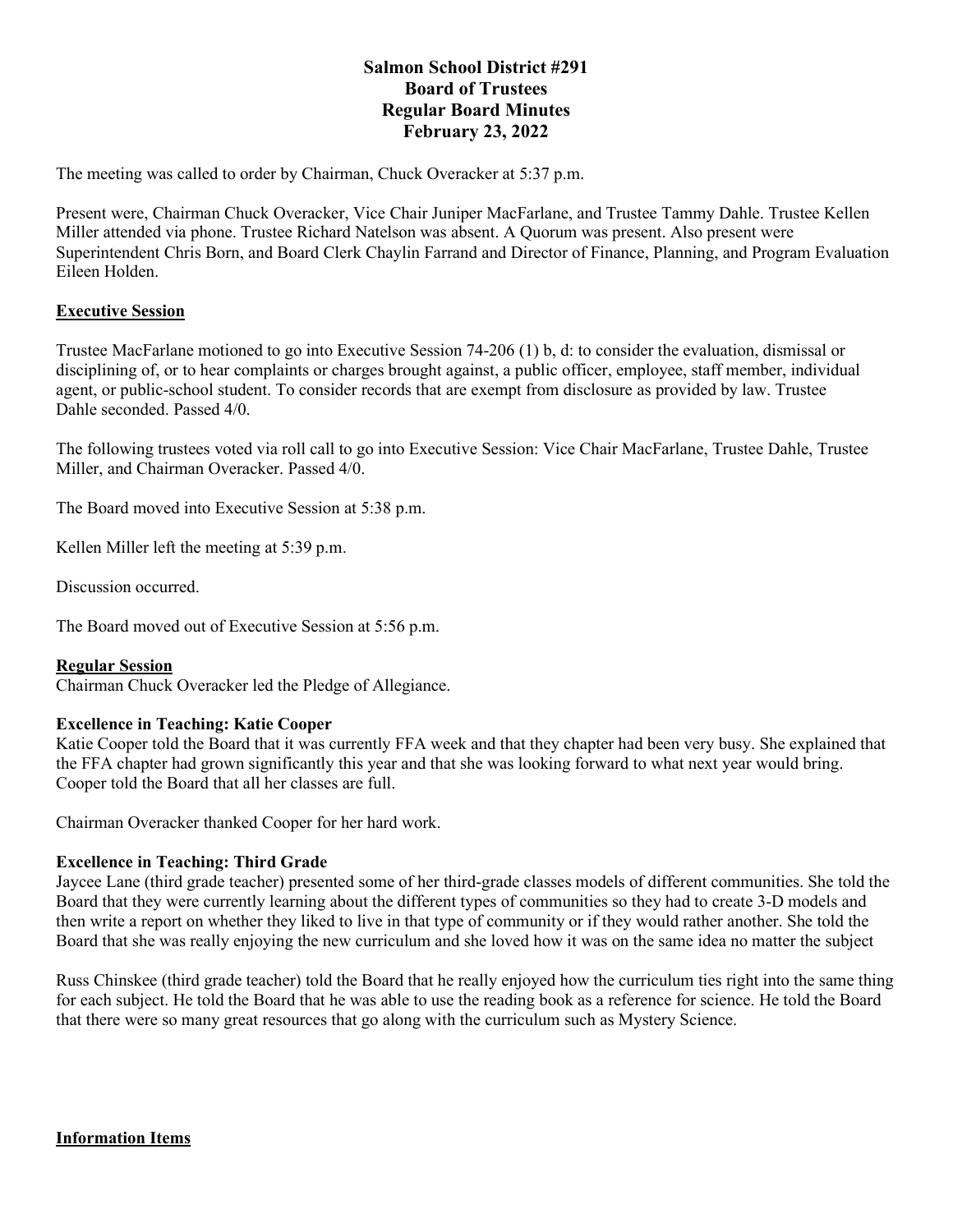# Salmon School District #291
## Board of Trustees
## Regular Board Minutes
## February 23, 2022

The meeting was called to order by Chairman, Chuck Overacker at 5:37 p.m.

Present were, Chairman Chuck Overacker, Vice Chair Juniper MacFarlane, and Trustee Tammy Dahle. Trustee Kellen Miller attended via phone. Trustee Richard Natelson was absent. A Quorum was present. Also present were Superintendent Chris Born, and Board Clerk Chaylin Farrand and Director of Finance, Planning, and Program Evaluation Eileen Holden.

**Executive Session**

Trustee MacFarlane motioned to go into Executive Session 74-206 (1) b, d: to consider the evaluation, dismissal or disciplining of, or to hear complaints or charges brought against, a public officer, employee, staff member, individual agent, or public-school student. To consider records that are exempt from disclosure as provided by law. Trustee Dahle seconded. Passed 4/0.

The following trustees voted via roll call to go into Executive Session: Vice Chair MacFarlane, Trustee Dahle, Trustee Miller, and Chairman Overacker. Passed 4/0.

The Board moved into Executive Session at 5:38 p.m.

Kellen Miller left the meeting at 5:39 p.m.

Discussion occurred.

The Board moved out of Executive Session at 5:56 p.m.

**Regular Session**

Chairman Chuck Overacker led the Pledge of Allegiance.

**Excellence in Teaching: Katie Cooper**

Katie Cooper told the Board that it was currently FFA week and that they chapter had been very busy. She explained that the FFA chapter had grown significantly this year and that she was looking forward to what next year would bring. Cooper told the Board that all her classes are full.

Chairman Overacker thanked Cooper for her hard work.

**Excellence in Teaching: Third Grade**

Jaycee Lane (third grade teacher) presented some of her third-grade classes models of different communities. She told the Board that they were currently learning about the different types of communities so they had to create 3-D models and then write a report on whether they liked to live in that type of community or if they would rather another. She told the Board that she was really enjoying the new curriculum and she loved how it was on the same idea no matter the subject

Russ Chinskee (third grade teacher) told the Board that he really enjoyed how the curriculum ties right into the same thing for each subject. He told the Board that he was able to use the reading book as a reference for science. He told the Board that there were so many great resources that go along with the curriculum such as Mystery Science.

**Information Items**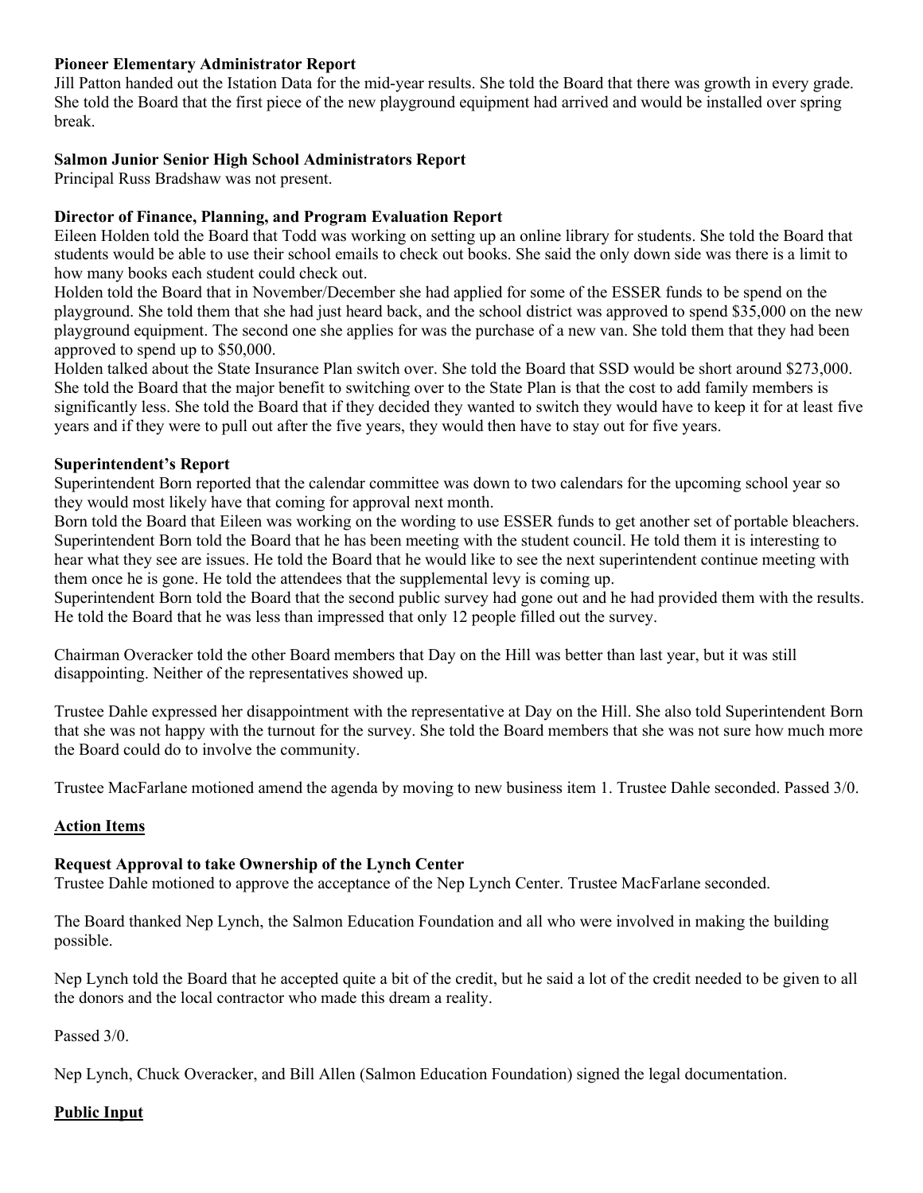**Pioneer Elementary Administrator Report**

Jill Patton handed out the Istation Data for the mid-year results. She told the Board that there was growth in every grade. She told the Board that the first piece of the new playground equipment had arrived and would be installed over spring break.

**Salmon Junior Senior High School Administrators Report**

Principal Russ Bradshaw was not present.

**Director of Finance, Planning, and Program Evaluation Report**

Eileen Holden told the Board that Todd was working on setting up an online library for students. She told the Board that students would be able to use their school emails to check out books. She said the only down side was there is a limit to how many books each student could check out.

Holden told the Board that in November/December she had applied for some of the ESSER funds to be spend on the playground. She told them that she had just heard back, and the school district was approved to spend $35,000 on the new playground equipment. The second one she applies for was the purchase of a new van. She told them that they had been approved to spend up to $50,000.

Holden talked about the State Insurance Plan switch over. She told the Board that SSD would be short around $273,000. She told the Board that the major benefit to switching over to the State Plan is that the cost to add family members is significantly less. She told the Board that if they decided they wanted to switch they would have to keep it for at least five years and if they were to pull out after the five years, they would then have to stay out for five years.

**Superintendent's Report**

Superintendent Born reported that the calendar committee was down to two calendars for the upcoming school year so they would most likely have that coming for approval next month.

Born told the Board that Eileen was working on the wording to use ESSER funds to get another set of portable bleachers. Superintendent Born told the Board that he has been meeting with the student council. He told them it is interesting to hear what they see are issues. He told the Board that he would like to see the next superintendent continue meeting with them once he is gone. He told the attendees that the supplemental levy is coming up.

Superintendent Born told the Board that the second public survey had gone out and he had provided them with the results. He told the Board that he was less than impressed that only 12 people filled out the survey.

Chairman Overacker told the other Board members that Day on the Hill was better than last year, but it was still disappointing. Neither of the representatives showed up.

Trustee Dahle expressed her disappointment with the representative at Day on the Hill. She also told Superintendent Born that she was not happy with the turnout for the survey. She told the Board members that she was not sure how much more the Board could do to involve the community.

Trustee MacFarlane motioned amend the agenda by moving to new business item 1. Trustee Dahle seconded. Passed 3/0.

**Action Items**

**Request Approval to take Ownership of the Lynch Center**

Trustee Dahle motioned to approve the acceptance of the Nep Lynch Center. Trustee MacFarlane seconded.

The Board thanked Nep Lynch, the Salmon Education Foundation and all who were involved in making the building possible.

Nep Lynch told the Board that he accepted quite a bit of the credit, but he said a lot of the credit needed to be given to all the donors and the local contractor who made this dream a reality.

Passed 3/0.

Nep Lynch, Chuck Overacker, and Bill Allen (Salmon Education Foundation) signed the legal documentation.

**Public Input**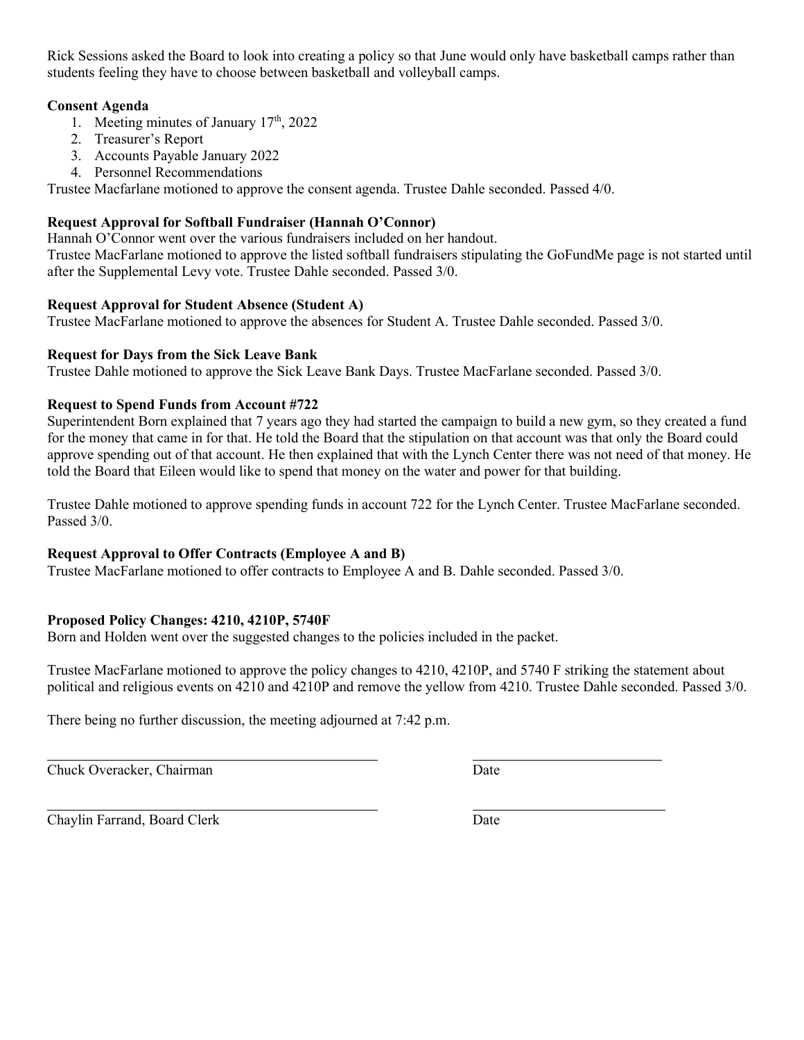Rick Sessions asked the Board to look into creating a policy so that June would only have basketball camps rather than students feeling they have to choose between basketball and volleyball camps.

**Consent Agenda**

1. Meeting minutes of January 17th, 2022
2. Treasurer's Report
3. Accounts Payable January 2022
4. Personnel Recommendations

Trustee Macfarlane motioned to approve the consent agenda. Trustee Dahle seconded. Passed 4/0.

**Request Approval for Softball Fundraiser (Hannah O'Connor)**

Hannah O'Connor went over the various fundraisers included on her handout.
Trustee MacFarlane motioned to approve the listed softball fundraisers stipulating the GoFundMe page is not started until after the Supplemental Levy vote. Trustee Dahle seconded. Passed 3/0.

**Request Approval for Student Absence (Student A)**

Trustee MacFarlane motioned to approve the absences for Student A. Trustee Dahle seconded. Passed 3/0.

**Request for Days from the Sick Leave Bank**

Trustee Dahle motioned to approve the Sick Leave Bank Days. Trustee MacFarlane seconded. Passed 3/0.

**Request to Spend Funds from Account #722**

Superintendent Born explained that 7 years ago they had started the campaign to build a new gym, so they created a fund for the money that came in for that. He told the Board that the stipulation on that account was that only the Board could approve spending out of that account. He then explained that with the Lynch Center there was not need of that money. He told the Board that Eileen would like to spend that money on the water and power for that building.

Trustee Dahle motioned to approve spending funds in account 722 for the Lynch Center. Trustee MacFarlane seconded. Passed 3/0.

**Request Approval to Offer Contracts (Employee A and B)**

Trustee MacFarlane motioned to offer contracts to Employee A and B. Dahle seconded. Passed 3/0.

**Proposed Policy Changes: 4210, 4210P, 5740F**

Born and Holden went over the suggested changes to the policies included in the packet.

Trustee MacFarlane motioned to approve the policy changes to 4210, 4210P, and 5740 F striking the statement about political and religious events on 4210 and 4210P and remove the yellow from 4210. Trustee Dahle seconded. Passed 3/0.

There being no further discussion, the meeting adjourned at 7:42 p.m.

Chuck Overacker, Chairman — Date

Chaylin Farrand, Board Clerk — Date